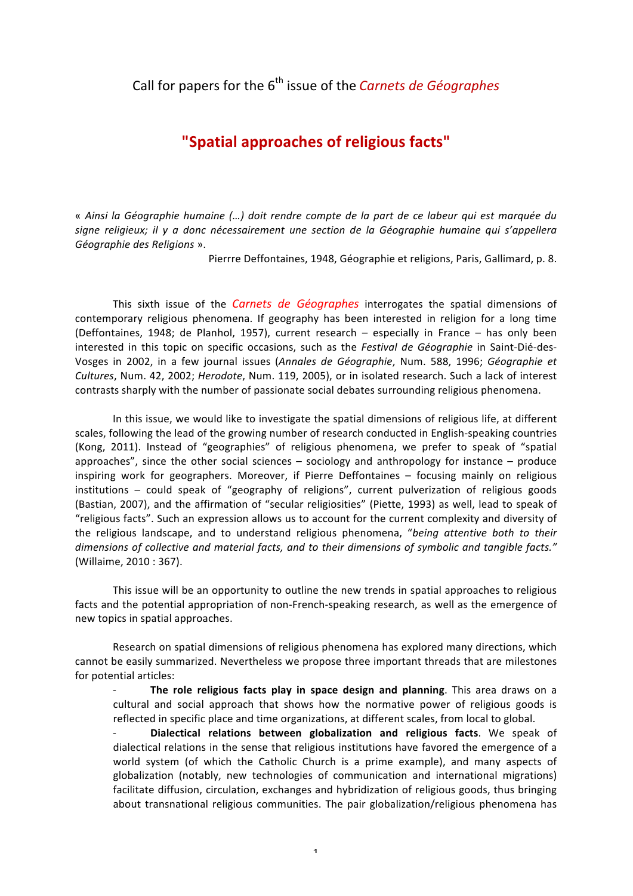Call for papers for the 6th issue of the *Carnets de Géographes*

# "Spatial approaches of religious facts"

« *Ainsi la Géographie humaine (…) doit rendre compte de la part de ce labeur qui est marquée du signe religieux; il y a donc nécessairement une section de la Géographie humaine qui s'appellera Géographie des Religions* ».

Pierrre Deffontaines, 1948, Géographie et religions, Paris, Gallimard, p. 8.

This sixth issue of the *Carnets de Géographes* interrogates the spatial dimensions of contemporary religious phenomena. If geography has been interested in religion for a long time (Deffontaines, 1948; de Planhol, 1957), current research – especially in France – has only been interested in this topic on specific occasions, such as the *Festival de Géographie* in Saint-Dié-des-Vosges in 2002, in a few journal issues (*Annales de Géographie*, Num. 588, 1996; *Géographie et Cultures*, Num. 42, 2002; *Herodote*, Num. 119, 2005), or in isolated research. Such a lack of interest contrasts sharply with the number of passionate social debates surrounding religious phenomena.

In this issue, we would like to investigate the spatial dimensions of religious life, at different scales, following the lead of the growing number of research conducted in English-speaking countries (Kong, 2011). Instead of "geographies" of religious phenomena, we prefer to speak of "spatial approaches", since the other social sciences – sociology and anthropology for instance – produce inspiring work for geographers. Moreover, if Pierre Deffontaines – focusing mainly on religious institutions – could speak of "geography of religions", current pulverization of religious goods (Bastian, 2007), and the affirmation of "secular religiosities" (Piette, 1993) as well, lead to speak of "religious facts". Such an expression allows us to account for the current complexity and diversity of the religious landscape, and to understand religious phenomena, "*being attentive both to their dimensions of collective and material facts, and to their dimensions of symbolic and tangible facts.*" (Willaime, 2010 : 367).

This issue will be an opportunity to outline the new trends in spatial approaches to religious facts and the potential appropriation of non-French-speaking research, as well as the emergence of new topics in spatial approaches.

Research on spatial dimensions of religious phenomena has explored many directions, which cannot be easily summarized. Nevertheless we propose three important threads that are milestones for potential articles:

- **The role religious facts play in space design and planning**. This area draws on a cultural and social approach that shows how the normative power of religious goods is reflected in specific place and time organizations, at different scales, from local to global.
- **Dialectical relations between globalization and religious facts**. We speak of dialectical relations in the sense that religious institutions have favored the emergence of a world system (of which the Catholic Church is a prime example), and many aspects of globalization (notably, new technologies of communication and international migrations) facilitate diffusion, circulation, exchanges and hybridization of religious goods, thus bringing about transnational religious communities. The pair globalization/religious phenomena has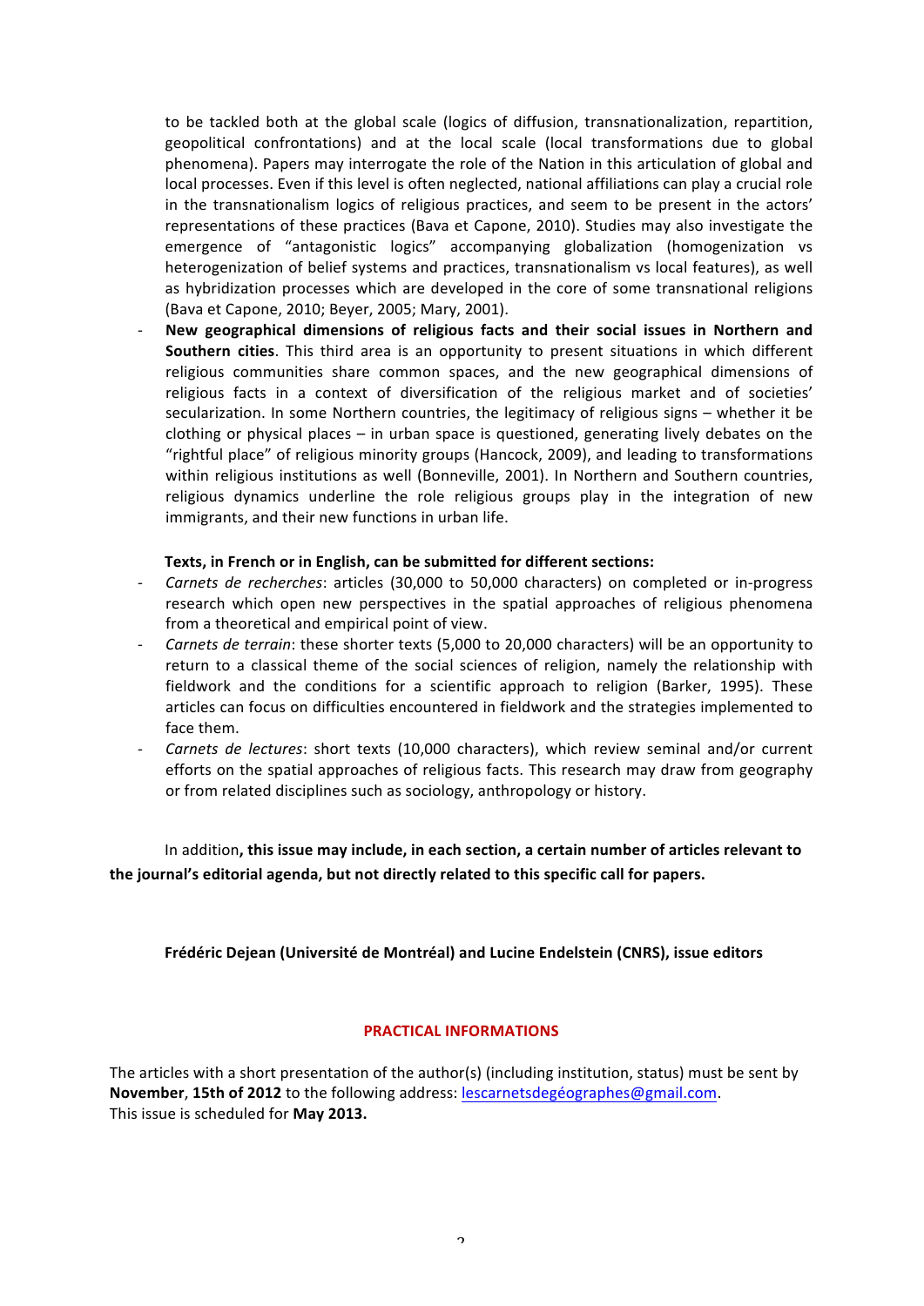to be tackled both at the global scale (logics of diffusion, transnationalization, repartition, geopolitical confrontations) and at the local scale (local transformations due to global phenomena). Papers may interrogate the role of the Nation in this articulation of global and local processes. Even if this level is often neglected, national affiliations can play a crucial role in the transnationalism logics of religious practices, and seem to be present in the actors' representations of these practices (Bava et Capone, 2010). Studies may also investigate the emergence of "antagonistic logics" accompanying globalization (homogenization vs heterogenization of belief systems and practices, transnationalism vs local features), as well as hybridization processes which are developed in the core of some transnational religions (Bava et Capone, 2010; Beyer, 2005; Mary, 2001).

- **New geographical dimensions of religious facts and their social issues in Northern and Southern cities**. This third area is an opportunity to present situations in which different religious communities share common spaces, and the new geographical dimensions of religious facts in a context of diversification of the religious market and of societies' secularization. In some Northern countries, the legitimacy of religious signs – whether it be clothing or physical places – in urban space is questioned, generating lively debates on the "rightful place" of religious minority groups (Hancock, 2009), and leading to transformations within religious institutions as well (Bonneville, 2001). In Northern and Southern countries, religious dynamics underline the role religious groups play in the integration of new immigrants, and their new functions in urban life.

**Texts, in French or in English, can be submitted for different sections:**

- *Carnets de recherches*: articles (30,000 to 50,000 characters) on completed or in-progress research which open new perspectives in the spatial approaches of religious phenomena from a theoretical and empirical point of view.
- *Carnets de terrain*: these shorter texts (5,000 to 20,000 characters) will be an opportunity to return to a classical theme of the social sciences of religion, namely the relationship with fieldwork and the conditions for a scientific approach to religion (Barker, 1995). These articles can focus on difficulties encountered in fieldwork and the strategies implemented to face them.
- *Carnets de lectures*: short texts (10,000 characters), which review seminal and/or current efforts on the spatial approaches of religious facts. This research may draw from geography or from related disciplines such as sociology, anthropology or history.

In addition**, this issue may include, in each section, a certain number of articles relevant to the journal's editorial agenda, but not directly related to this specific call for papers.**

**Frédéric Dejean (Université de Montréal) and Lucine Endelstein (CNRS), issue editors**

## PRACTICAL INFORMATIONS

The articles with a short presentation of the author(s) (including institution, status) must be sent by **November**, **15th of 2012** to the following address: lescarnetsdegéographes@gmail.com.
This issue is scheduled for **May 2013.**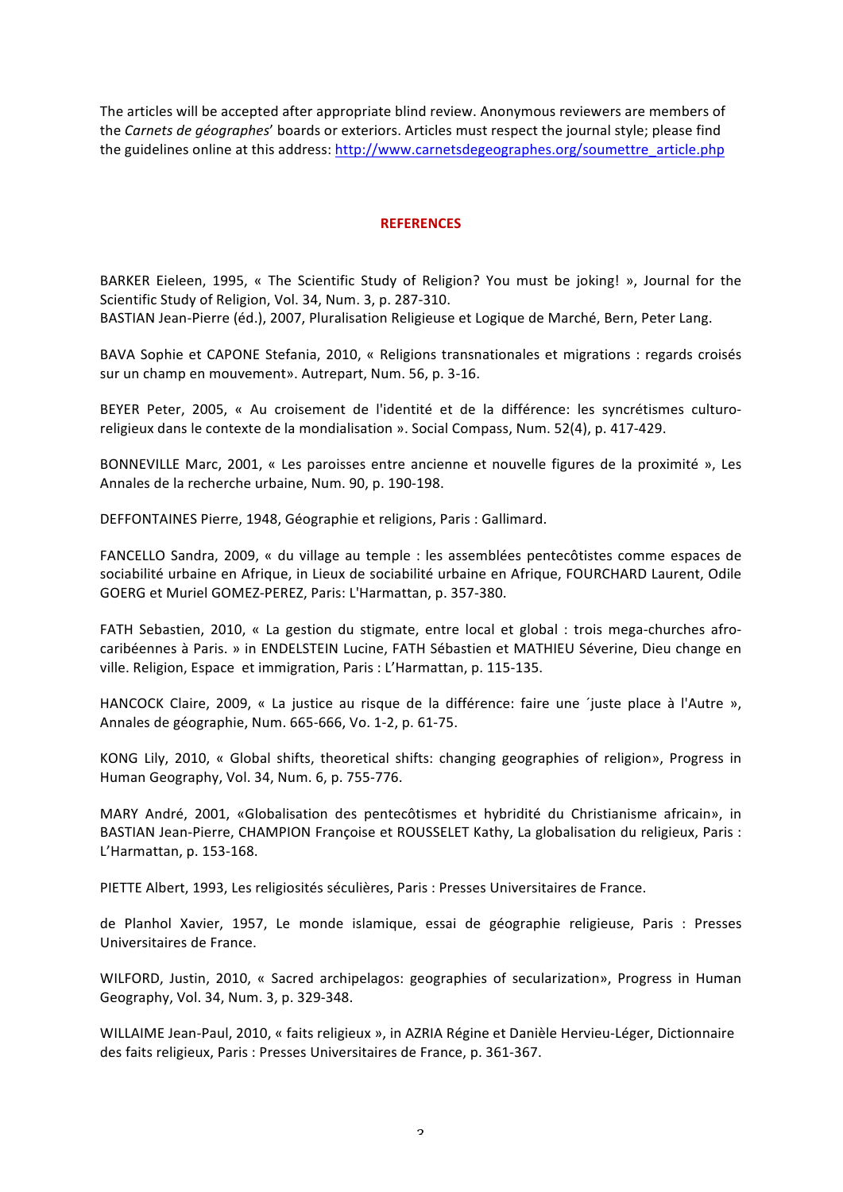The articles will be accepted after appropriate blind review. Anonymous reviewers are members of the *Carnets de géographes*' boards or exteriors. Articles must respect the journal style; please find the guidelines online at this address: http://www.carnetsdegeographes.org/soumettre_article.php

## REFERENCES

BARKER Eieleen, 1995, « The Scientific Study of Religion? You must be joking! », Journal for the Scientific Study of Religion, Vol. 34, Num. 3, p. 287-310.
BASTIAN Jean-Pierre (éd.), 2007, Pluralisation Religieuse et Logique de Marché, Bern, Peter Lang.

BAVA Sophie et CAPONE Stefania, 2010, « Religions transnationales et migrations : regards croisés sur un champ en mouvement». Autrepart, Num. 56, p. 3-16.

BEYER Peter, 2005, « Au croisement de l'identité et de la différence: les syncrétismes culturo-religieux dans le contexte de la mondialisation ». Social Compass, Num. 52(4), p. 417-429.

BONNEVILLE Marc, 2001, « Les paroisses entre ancienne et nouvelle figures de la proximité », Les Annales de la recherche urbaine, Num. 90, p. 190-198.

DEFFONTAINES Pierre, 1948, Géographie et religions, Paris : Gallimard.

FANCELLO Sandra, 2009, « du village au temple : les assemblées pentecôtistes comme espaces de sociabilité urbaine en Afrique, in Lieux de sociabilité urbaine en Afrique, FOURCHARD Laurent, Odile GOERG et Muriel GOMEZ-PEREZ, Paris: L'Harmattan, p. 357-380.

FATH Sebastien, 2010, « La gestion du stigmate, entre local et global : trois mega-churches afro-caribéennes à Paris. » in ENDELSTEIN Lucine, FATH Sébastien et MATHIEU Séverine, Dieu change en ville. Religion, Espace et immigration, Paris : L'Harmattan, p. 115-135.

HANCOCK Claire, 2009, « La justice au risque de la différence: faire une ´juste place à l'Autre », Annales de géographie, Num. 665-666, Vo. 1-2, p. 61-75.

KONG Lily, 2010, « Global shifts, theoretical shifts: changing geographies of religion», Progress in Human Geography, Vol. 34, Num. 6, p. 755-776.

MARY André, 2001, «Globalisation des pentecôtismes et hybridité du Christianisme africain», in BASTIAN Jean-Pierre, CHAMPION Françoise et ROUSSELET Kathy, La globalisation du religieux, Paris : L'Harmattan, p. 153-168.

PIETTE Albert, 1993, Les religiosités séculières, Paris : Presses Universitaires de France.

de Planhol Xavier, 1957, Le monde islamique, essai de géographie religieuse, Paris : Presses Universitaires de France.

WILFORD, Justin, 2010, « Sacred archipelagos: geographies of secularization», Progress in Human Geography, Vol. 34, Num. 3, p. 329-348.

WILLAIME Jean-Paul, 2010, « faits religieux », in AZRIA Régine et Danièle Hervieu-Léger, Dictionnaire des faits religieux, Paris : Presses Universitaires de France, p. 361-367.